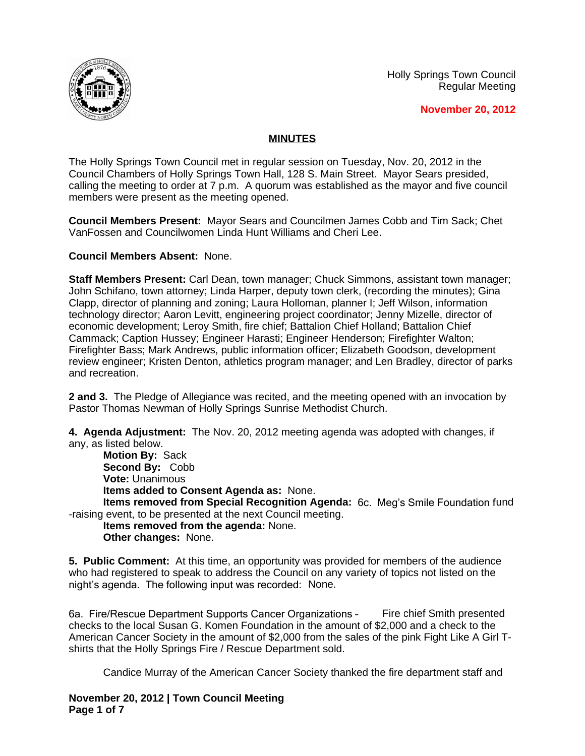Holly Springs Town Council
Regular Meeting

**November 20, 2012**

## MINUTES

The Holly Springs Town Council met in regular session on Tuesday, Nov. 20, 2012 in the Council Chambers of Holly Springs Town Hall, 128 S. Main Street. Mayor Sears presided, calling the meeting to order at 7 p.m. A quorum was established as the mayor and five council members were present as the meeting opened.

**Council Members Present:** Mayor Sears and Councilmen James Cobb and Tim Sack; Chet VanFossen and Councilwomen Linda Hunt Williams and Cheri Lee.

**Council Members Absent:** None.

**Staff Members Present:** Carl Dean, town manager; Chuck Simmons, assistant town manager; John Schifano, town attorney; Linda Harper, deputy town clerk, (recording the minutes); Gina Clapp, director of planning and zoning; Laura Holloman, planner I; Jeff Wilson, information technology director; Aaron Levitt, engineering project coordinator; Jenny Mizelle, director of economic development; Leroy Smith, fire chief; Battalion Chief Holland; Battalion Chief Cammack; Caption Hussey; Engineer Harasti; Engineer Henderson; Firefighter Walton; Firefighter Bass; Mark Andrews, public information officer; Elizabeth Goodson, development review engineer; Kristen Denton, athletics program manager; and Len Bradley, director of parks and recreation.

**2 and 3.** The Pledge of Allegiance was recited, and the meeting opened with an invocation by Pastor Thomas Newman of Holly Springs Sunrise Methodist Church.

**4. Agenda Adjustment:** The Nov. 20, 2012 meeting agenda was adopted with changes, if any, as listed below.

**Motion By:** Sack
**Second By:** Cobb
**Vote:** Unanimous
**Items added to Consent Agenda as:** None.
**Items removed from Special Recognition Agenda:** 6c. Meg's Smile Foundation fund-raising event, to be presented at the next Council meeting.
**Items removed from the agenda:** None.
**Other changes:** None.

**5. Public Comment:** At this time, an opportunity was provided for members of the audience who had registered to speak to address the Council on any variety of topics not listed on the night's agenda. The following input was recorded: None.

6a. Fire/Rescue Department Supports Cancer Organizations – Fire chief Smith presented checks to the local Susan G. Komen Foundation in the amount of $2,000 and a check to the American Cancer Society in the amount of $2,000 from the sales of the pink Fight Like A Girl T-shirts that the Holly Springs Fire / Rescue Department sold.

Candice Murray of the American Cancer Society thanked the fire department staff and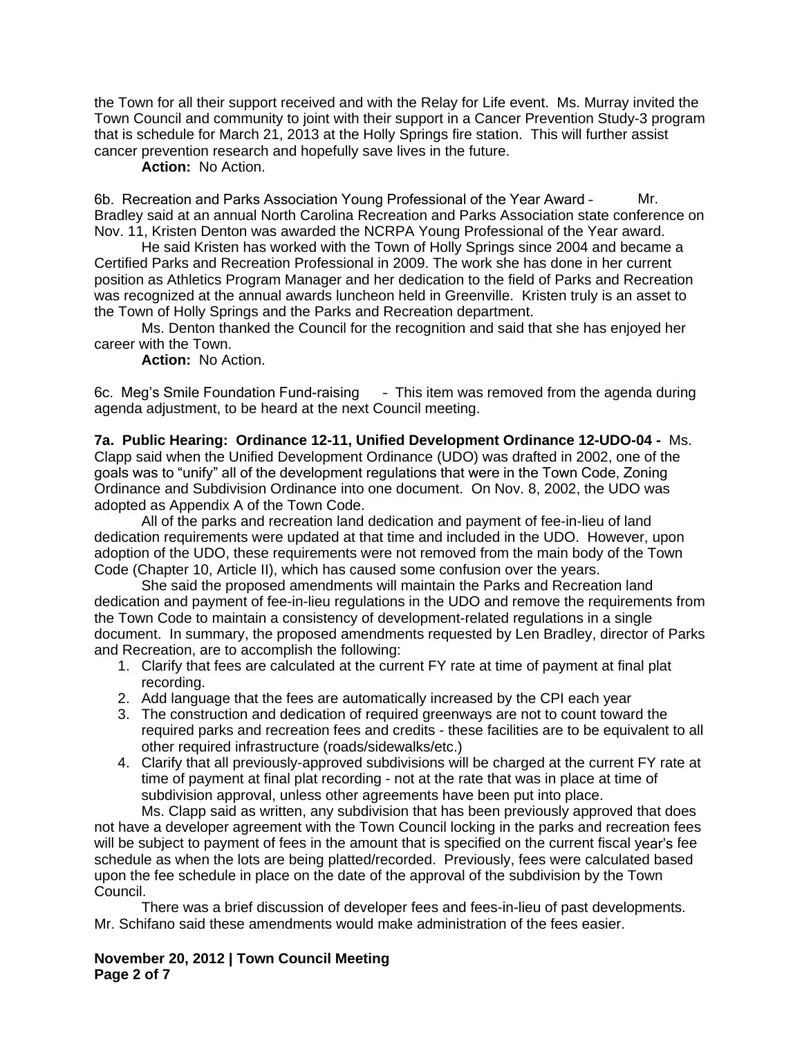the Town for all their support received and with the Relay for Life event. Ms. Murray invited the Town Council and community to joint with their support in a Cancer Prevention Study-3 program that is schedule for March 21, 2013 at the Holly Springs fire station. This will further assist cancer prevention research and hopefully save lives in the future.

**Action:** No Action.

6b. Recreation and Parks Association Young Professional of the Year Award – Mr. Bradley said at an annual North Carolina Recreation and Parks Association state conference on Nov. 11, Kristen Denton was awarded the NCRPA Young Professional of the Year award.

He said Kristen has worked with the Town of Holly Springs since 2004 and became a Certified Parks and Recreation Professional in 2009. The work she has done in her current position as Athletics Program Manager and her dedication to the field of Parks and Recreation was recognized at the annual awards luncheon held in Greenville. Kristen truly is an asset to the Town of Holly Springs and the Parks and Recreation department.

Ms. Denton thanked the Council for the recognition and said that she has enjoyed her career with the Town.

**Action:** No Action.

6c. Meg's Smile Foundation Fund-raising – This item was removed from the agenda during agenda adjustment, to be heard at the next Council meeting.

**7a. Public Hearing: Ordinance 12-11, Unified Development Ordinance 12-UDO-04 -** Ms. Clapp said when the Unified Development Ordinance (UDO) was drafted in 2002, one of the goals was to "unify" all of the development regulations that were in the Town Code, Zoning Ordinance and Subdivision Ordinance into one document. On Nov. 8, 2002, the UDO was adopted as Appendix A of the Town Code.

All of the parks and recreation land dedication and payment of fee-in-lieu of land dedication requirements were updated at that time and included in the UDO. However, upon adoption of the UDO, these requirements were not removed from the main body of the Town Code (Chapter 10, Article II), which has caused some confusion over the years.

She said the proposed amendments will maintain the Parks and Recreation land dedication and payment of fee-in-lieu regulations in the UDO and remove the requirements from the Town Code to maintain a consistency of development-related regulations in a single document. In summary, the proposed amendments requested by Len Bradley, director of Parks and Recreation, are to accomplish the following:

1. Clarify that fees are calculated at the current FY rate at time of payment at final plat recording.
2. Add language that the fees are automatically increased by the CPI each year
3. The construction and dedication of required greenways are not to count toward the required parks and recreation fees and credits - these facilities are to be equivalent to all other required infrastructure (roads/sidewalks/etc.)
4. Clarify that all previously-approved subdivisions will be charged at the current FY rate at time of payment at final plat recording - not at the rate that was in place at time of subdivision approval, unless other agreements have been put into place.

Ms. Clapp said as written, any subdivision that has been previously approved that does not have a developer agreement with the Town Council locking in the parks and recreation fees will be subject to payment of fees in the amount that is specified on the current fiscal year's fee schedule as when the lots are being platted/recorded. Previously, fees were calculated based upon the fee schedule in place on the date of the approval of the subdivision by the Town Council.

There was a brief discussion of developer fees and fees-in-lieu of past developments. Mr. Schifano said these amendments would make administration of the fees easier.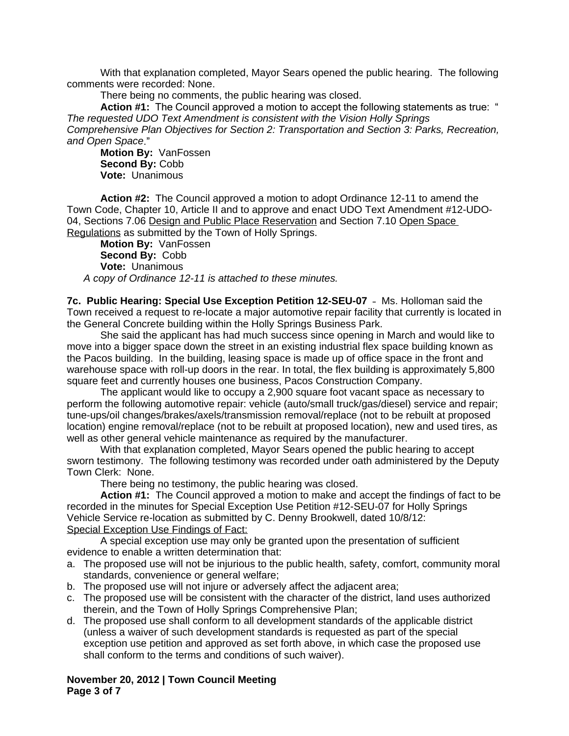With that explanation completed, Mayor Sears opened the public hearing. The following comments were recorded: None.

There being no comments, the public hearing was closed.

**Action #1:** The Council approved a motion to accept the following statements as true: "*The requested UDO Text Amendment is consistent with the Vision Holly Springs Comprehensive Plan Objectives for Section 2: Transportation and Section 3: Parks, Recreation, and Open Space*."

**Motion By:** VanFossen
**Second By:** Cobb
**Vote:** Unanimous

**Action #2:** The Council approved a motion to adopt Ordinance 12-11 to amend the Town Code, Chapter 10, Article II and to approve and enact UDO Text Amendment #12-UDO-04, Sections 7.06 Design and Public Place Reservation and Section 7.10 Open Space Regulations as submitted by the Town of Holly Springs.

**Motion By:** VanFossen
**Second By:** Cobb
**Vote:** Unanimous

*A copy of Ordinance 12-11 is attached to these minutes.*

**7c. Public Hearing: Special Use Exception Petition 12-SEU-07** – Ms. Holloman said the Town received a request to re-locate a major automotive repair facility that currently is located in the General Concrete building within the Holly Springs Business Park.

She said the applicant has had much success since opening in March and would like to move into a bigger space down the street in an existing industrial flex space building known as the Pacos building. In the building, leasing space is made up of office space in the front and warehouse space with roll-up doors in the rear. In total, the flex building is approximately 5,800 square feet and currently houses one business, Pacos Construction Company.

The applicant would like to occupy a 2,900 square foot vacant space as necessary to perform the following automotive repair: vehicle (auto/small truck/gas/diesel) service and repair; tune-ups/oil changes/brakes/axels/transmission removal/replace (not to be rebuilt at proposed location) engine removal/replace (not to be rebuilt at proposed location), new and used tires, as well as other general vehicle maintenance as required by the manufacturer.

With that explanation completed, Mayor Sears opened the public hearing to accept sworn testimony. The following testimony was recorded under oath administered by the Deputy Town Clerk: None.

There being no testimony, the public hearing was closed.

**Action #1:** The Council approved a motion to make and accept the findings of fact to be recorded in the minutes for Special Exception Use Petition #12-SEU-07 for Holly Springs Vehicle Service re-location as submitted by C. Denny Brookwell, dated 10/8/12:

Special Exception Use Findings of Fact:

A special exception use may only be granted upon the presentation of sufficient evidence to enable a written determination that:

a. The proposed use will not be injurious to the public health, safety, comfort, community moral standards, convenience or general welfare;
b. The proposed use will not injure or adversely affect the adjacent area;
c. The proposed use will be consistent with the character of the district, land uses authorized therein, and the Town of Holly Springs Comprehensive Plan;
d. The proposed use shall conform to all development standards of the applicable district (unless a waiver of such development standards is requested as part of the special exception use petition and approved as set forth above, in which case the proposed use shall conform to the terms and conditions of such waiver).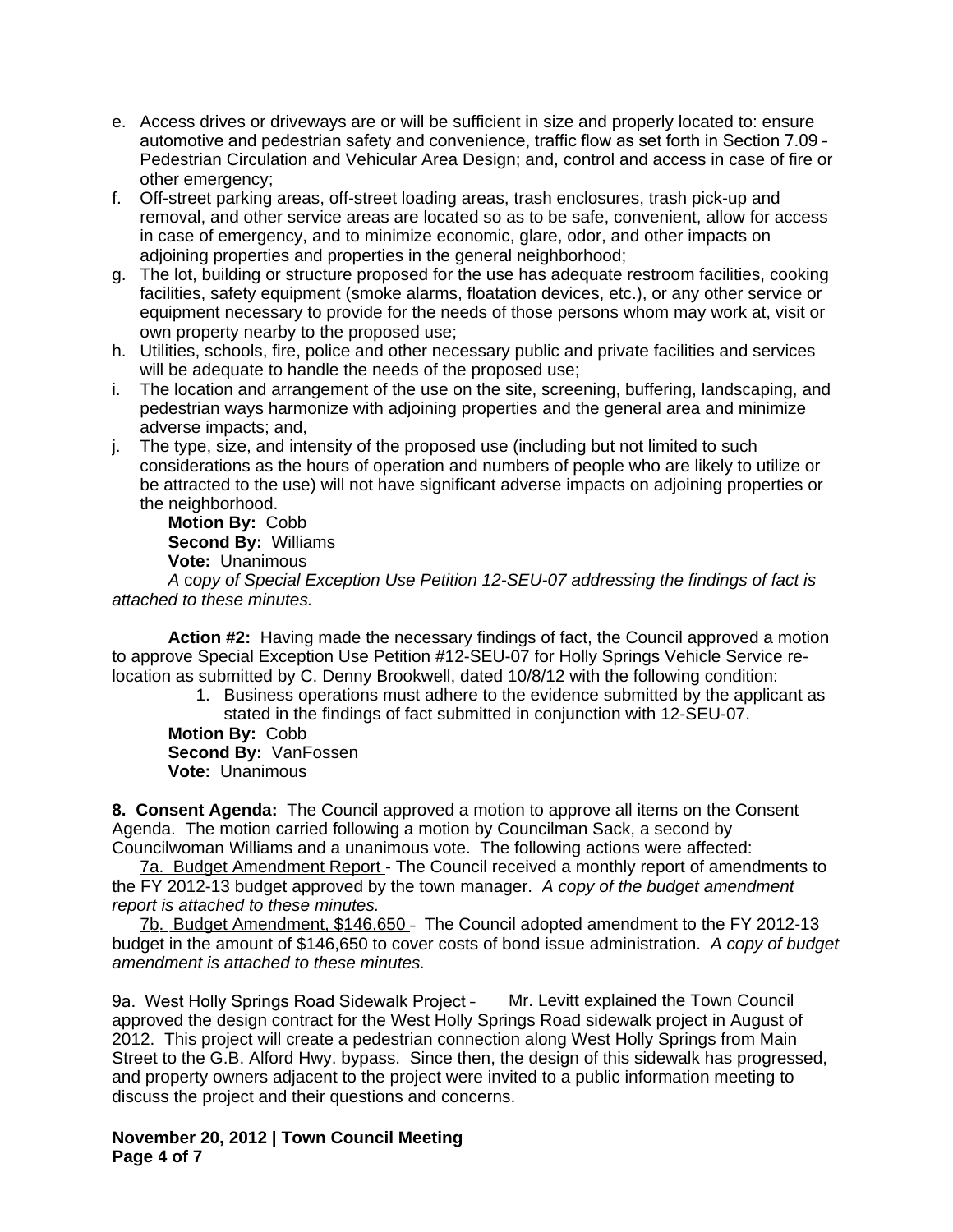e. Access drives or driveways are or will be sufficient in size and properly located to: ensure automotive and pedestrian safety and convenience, traffic flow as set forth in Section 7.09 – Pedestrian Circulation and Vehicular Area Design; and, control and access in case of fire or other emergency;
f. Off-street parking areas, off-street loading areas, trash enclosures, trash pick-up and removal, and other service areas are located so as to be safe, convenient, allow for access in case of emergency, and to minimize economic, glare, odor, and other impacts on adjoining properties and properties in the general neighborhood;
g. The lot, building or structure proposed for the use has adequate restroom facilities, cooking facilities, safety equipment (smoke alarms, floatation devices, etc.), or any other service or equipment necessary to provide for the needs of those persons whom may work at, visit or own property nearby to the proposed use;
h. Utilities, schools, fire, police and other necessary public and private facilities and services will be adequate to handle the needs of the proposed use;
i. The location and arrangement of the use on the site, screening, buffering, landscaping, and pedestrian ways harmonize with adjoining properties and the general area and minimize adverse impacts; and,
j. The type, size, and intensity of the proposed use (including but not limited to such considerations as the hours of operation and numbers of people who are likely to utilize or be attracted to the use) will not have significant adverse impacts on adjoining properties or the neighborhood.

**Motion By:** Cobb
**Second By:** Williams
**Vote:** Unanimous

*A copy of Special Exception Use Petition 12-SEU-07 addressing the findings of fact is attached to these minutes.*

**Action #2:** Having made the necessary findings of fact, the Council approved a motion to approve Special Exception Use Petition #12-SEU-07 for Holly Springs Vehicle Service re-location as submitted by C. Denny Brookwell, dated 10/8/12 with the following condition:

1. Business operations must adhere to the evidence submitted by the applicant as stated in the findings of fact submitted in conjunction with 12-SEU-07.

**Motion By:** Cobb
**Second By:** VanFossen
**Vote:** Unanimous

**8. Consent Agenda:** The Council approved a motion to approve all items on the Consent Agenda. The motion carried following a motion by Councilman Sack, a second by Councilwoman Williams and a unanimous vote. The following actions were affected:

7a. Budget Amendment Report - The Council received a monthly report of amendments to the FY 2012-13 budget approved by the town manager. *A copy of the budget amendment report is attached to these minutes.*

7b. Budget Amendment, $146,650 – The Council adopted amendment to the FY 2012-13 budget in the amount of $146,650 to cover costs of bond issue administration. *A copy of budget amendment is attached to these minutes.*

9a. West Holly Springs Road Sidewalk Project – Mr. Levitt explained the Town Council approved the design contract for the West Holly Springs Road sidewalk project in August of 2012. This project will create a pedestrian connection along West Holly Springs from Main Street to the G.B. Alford Hwy. bypass. Since then, the design of this sidewalk has progressed, and property owners adjacent to the project were invited to a public information meeting to discuss the project and their questions and concerns.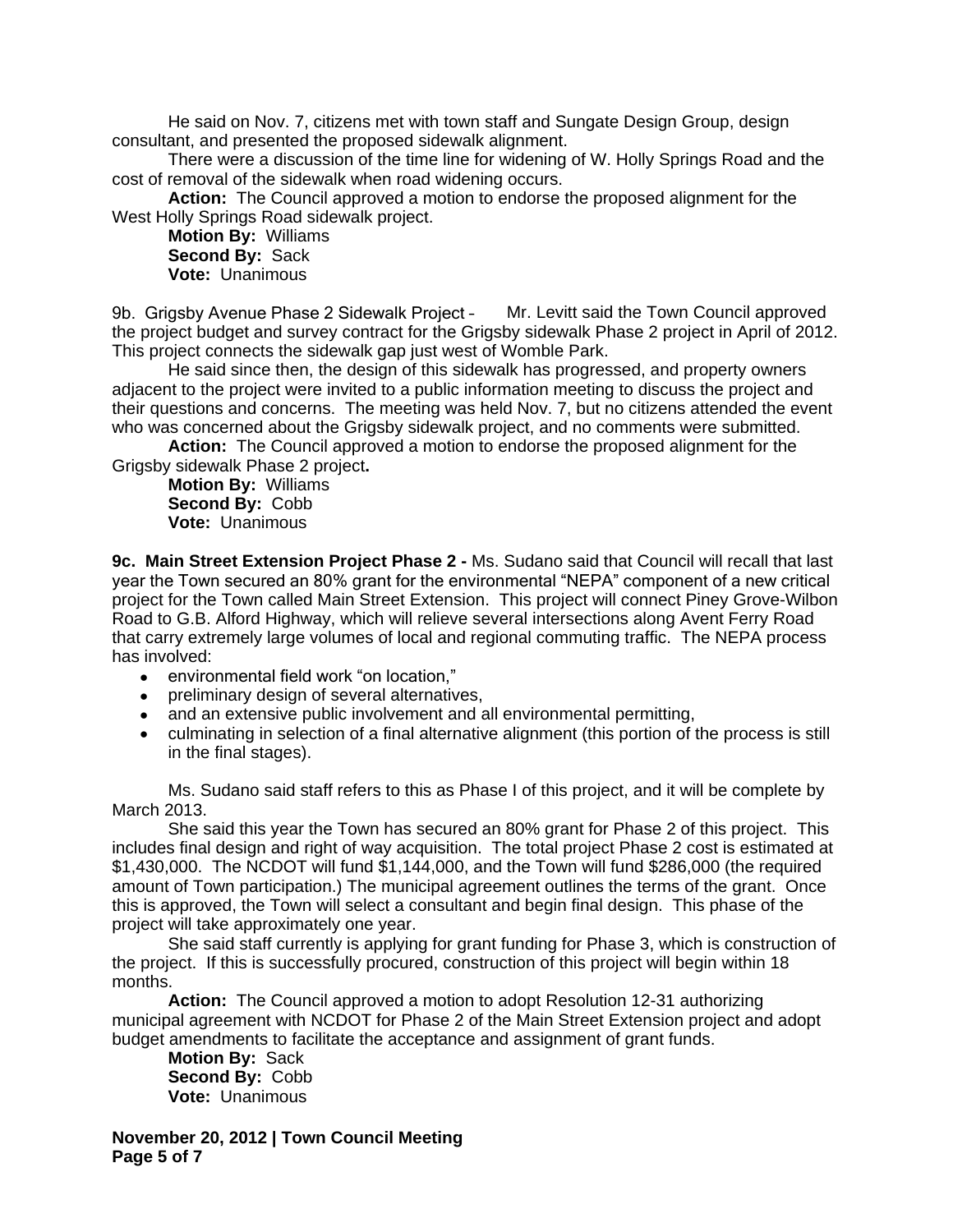He said on Nov. 7, citizens met with town staff and Sungate Design Group, design consultant, and presented the proposed sidewalk alignment.

There were a discussion of the time line for widening of W. Holly Springs Road and the cost of removal of the sidewalk when road widening occurs.

**Action:** The Council approved a motion to endorse the proposed alignment for the West Holly Springs Road sidewalk project.

**Motion By:** Williams
**Second By:** Sack
**Vote:** Unanimous

9b. Grigsby Avenue Phase 2 Sidewalk Project – Mr. Levitt said the Town Council approved the project budget and survey contract for the Grigsby sidewalk Phase 2 project in April of 2012. This project connects the sidewalk gap just west of Womble Park.

He said since then, the design of this sidewalk has progressed, and property owners adjacent to the project were invited to a public information meeting to discuss the project and their questions and concerns. The meeting was held Nov. 7, but no citizens attended the event who was concerned about the Grigsby sidewalk project, and no comments were submitted.

**Action:** The Council approved a motion to endorse the proposed alignment for the Grigsby sidewalk Phase 2 project**.**

**Motion By:** Williams
**Second By:** Cobb
**Vote:** Unanimous

**9c. Main Street Extension Project Phase 2 -** Ms. Sudano said that Council will recall that last year the Town secured an 80% grant for the environmental "NEPA" component of a new critical project for the Town called Main Street Extension. This project will connect Piney Grove-Wilbon Road to G.B. Alford Highway, which will relieve several intersections along Avent Ferry Road that carry extremely large volumes of local and regional commuting traffic. The NEPA process has involved:

- environmental field work "on location,"
- preliminary design of several alternatives,
- and an extensive public involvement and all environmental permitting,
- culminating in selection of a final alternative alignment (this portion of the process is still in the final stages).

Ms. Sudano said staff refers to this as Phase I of this project, and it will be complete by March 2013.

She said this year the Town has secured an 80% grant for Phase 2 of this project. This includes final design and right of way acquisition. The total project Phase 2 cost is estimated at $1,430,000. The NCDOT will fund $1,144,000, and the Town will fund $286,000 (the required amount of Town participation.) The municipal agreement outlines the terms of the grant. Once this is approved, the Town will select a consultant and begin final design. This phase of the project will take approximately one year.

She said staff currently is applying for grant funding for Phase 3, which is construction of the project. If this is successfully procured, construction of this project will begin within 18 months.

**Action:** The Council approved a motion to adopt Resolution 12-31 authorizing municipal agreement with NCDOT for Phase 2 of the Main Street Extension project and adopt budget amendments to facilitate the acceptance and assignment of grant funds.

**Motion By:** Sack
**Second By:** Cobb
**Vote:** Unanimous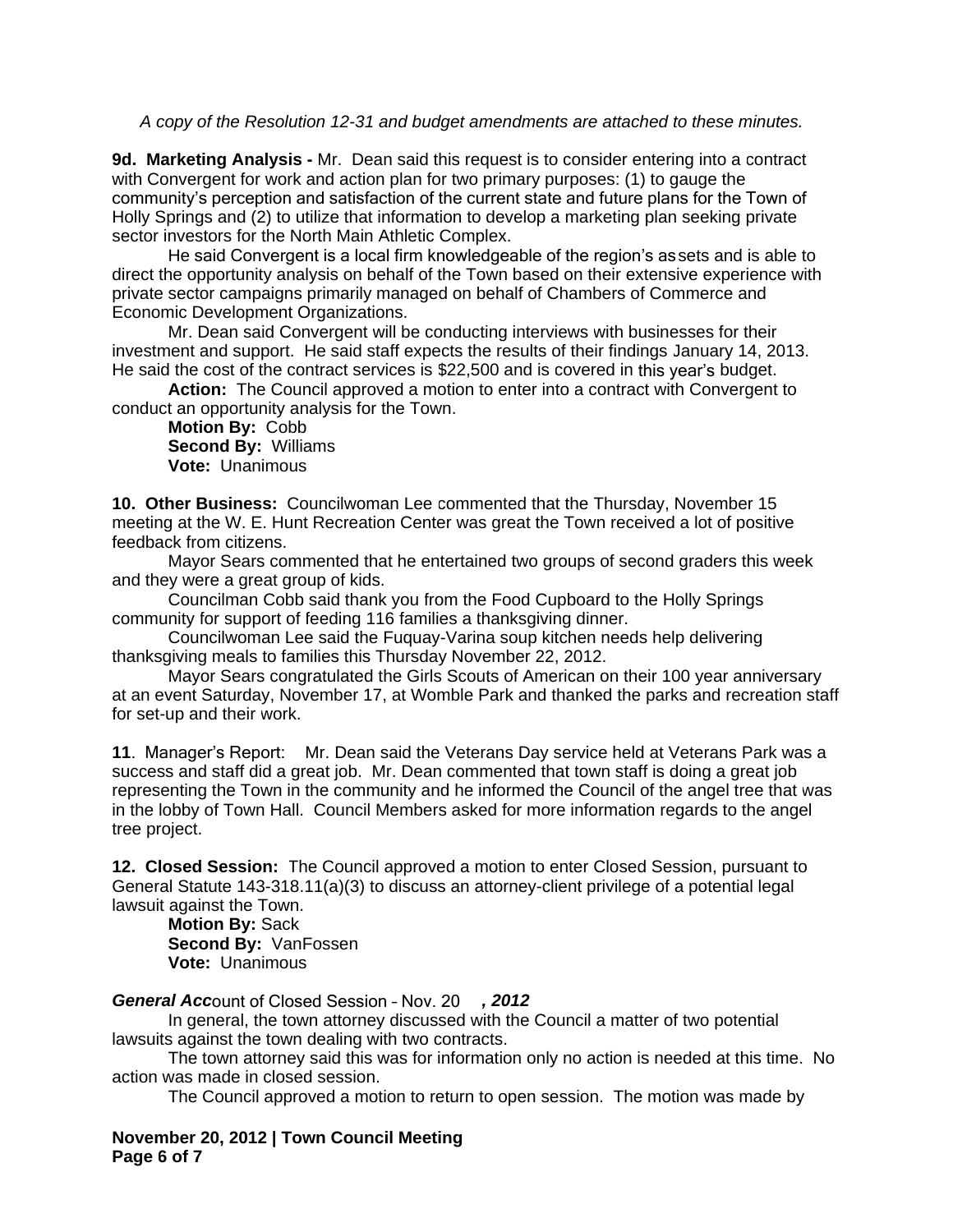*A copy of the Resolution 12-31 and budget amendments are attached to these minutes.*

**9d. Marketing Analysis -** Mr. Dean said this request is to consider entering into a contract with Convergent for work and action plan for two primary purposes: (1) to gauge the community's perception and satisfaction of the current state and future plans for the Town of Holly Springs and (2) to utilize that information to develop a marketing plan seeking private sector investors for the North Main Athletic Complex.

He said Convergent is a local firm knowledgeable of the region's assets and is able to direct the opportunity analysis on behalf of the Town based on their extensive experience with private sector campaigns primarily managed on behalf of Chambers of Commerce and Economic Development Organizations.

Mr. Dean said Convergent will be conducting interviews with businesses for their investment and support. He said staff expects the results of their findings January 14, 2013. He said the cost of the contract services is $22,500 and is covered in this year's budget.

**Action:** The Council approved a motion to enter into a contract with Convergent to conduct an opportunity analysis for the Town.

**Motion By:** Cobb
**Second By:** Williams
**Vote:** Unanimous

**10. Other Business:** Councilwoman Lee commented that the Thursday, November 15 meeting at the W. E. Hunt Recreation Center was great the Town received a lot of positive feedback from citizens.

Mayor Sears commented that he entertained two groups of second graders this week and they were a great group of kids.

Councilman Cobb said thank you from the Food Cupboard to the Holly Springs community for support of feeding 116 families a thanksgiving dinner.

Councilwoman Lee said the Fuquay-Varina soup kitchen needs help delivering thanksgiving meals to families this Thursday November 22, 2012.

Mayor Sears congratulated the Girls Scouts of American on their 100 year anniversary at an event Saturday, November 17, at Womble Park and thanked the parks and recreation staff for set-up and their work.

**11**. Manager's Report: Mr. Dean said the Veterans Day service held at Veterans Park was a success and staff did a great job. Mr. Dean commented that town staff is doing a great job representing the Town in the community and he informed the Council of the angel tree that was in the lobby of Town Hall. Council Members asked for more information regards to the angel tree project.

**12. Closed Session:** The Council approved a motion to enter Closed Session, pursuant to General Statute 143-318.11(a)(3) to discuss an attorney-client privilege of a potential legal lawsuit against the Town.

**Motion By:** Sack
**Second By:** VanFossen
**Vote:** Unanimous

***General Acc***ount of Closed Session – Nov. 20 ***, 2012***

In general, the town attorney discussed with the Council a matter of two potential lawsuits against the town dealing with two contracts.

The town attorney said this was for information only no action is needed at this time. No action was made in closed session.

The Council approved a motion to return to open session. The motion was made by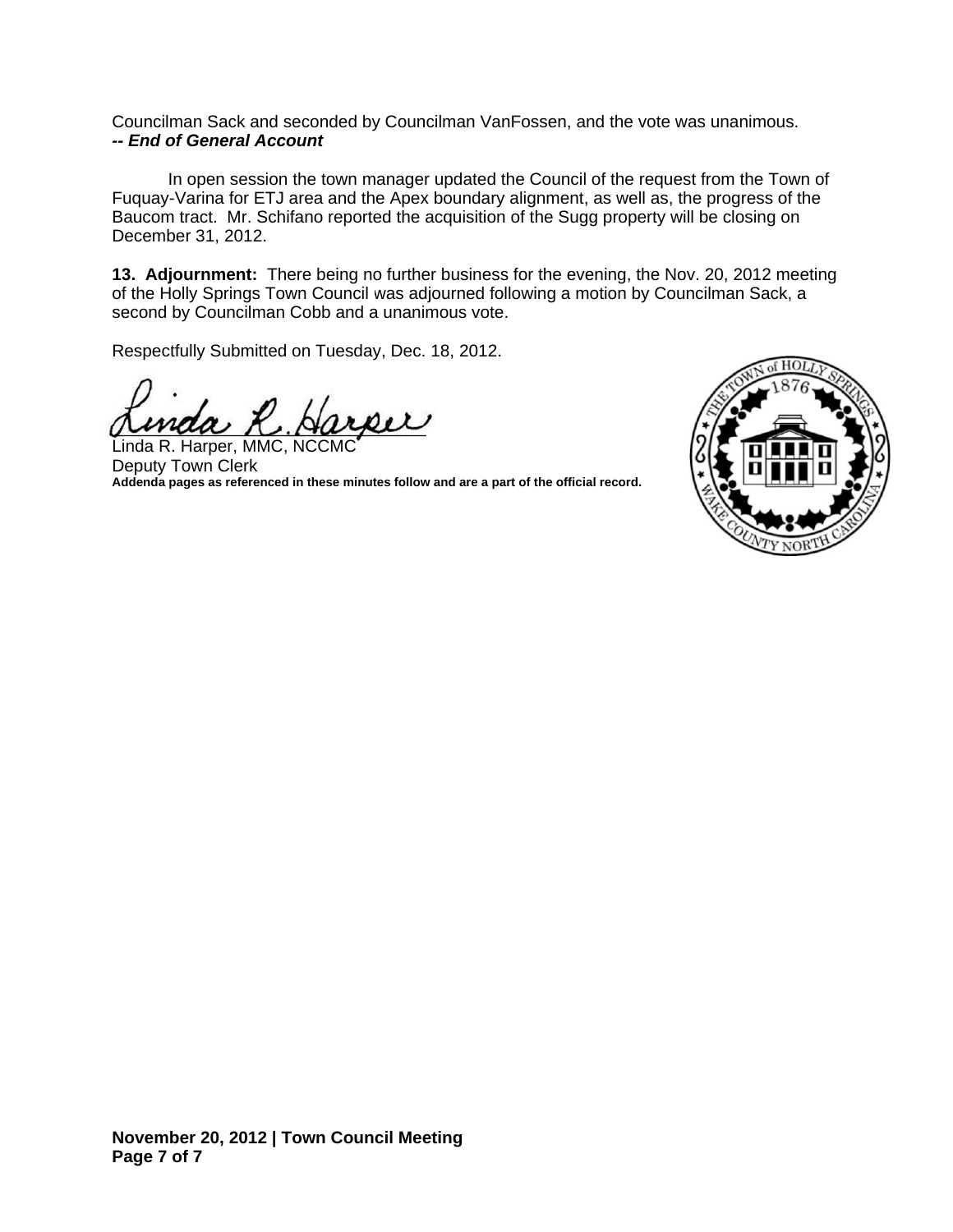Councilman Sack and seconded by Councilman VanFossen, and the vote was unanimous.
***-- End of General Account***

In open session the town manager updated the Council of the request from the Town of Fuquay-Varina for ETJ area and the Apex boundary alignment, as well as, the progress of the Baucom tract. Mr. Schifano reported the acquisition of the Sugg property will be closing on December 31, 2012.

**13. Adjournment:** There being no further business for the evening, the Nov. 20, 2012 meeting of the Holly Springs Town Council was adjourned following a motion by Councilman Sack, a second by Councilman Cobb and a unanimous vote.

Respectfully Submitted on Tuesday, Dec. 18, 2012.

Linda R. Harper, MMC, NCCMC
Deputy Town Clerk
**Addenda pages as referenced in these minutes follow and are a part of the official record.**